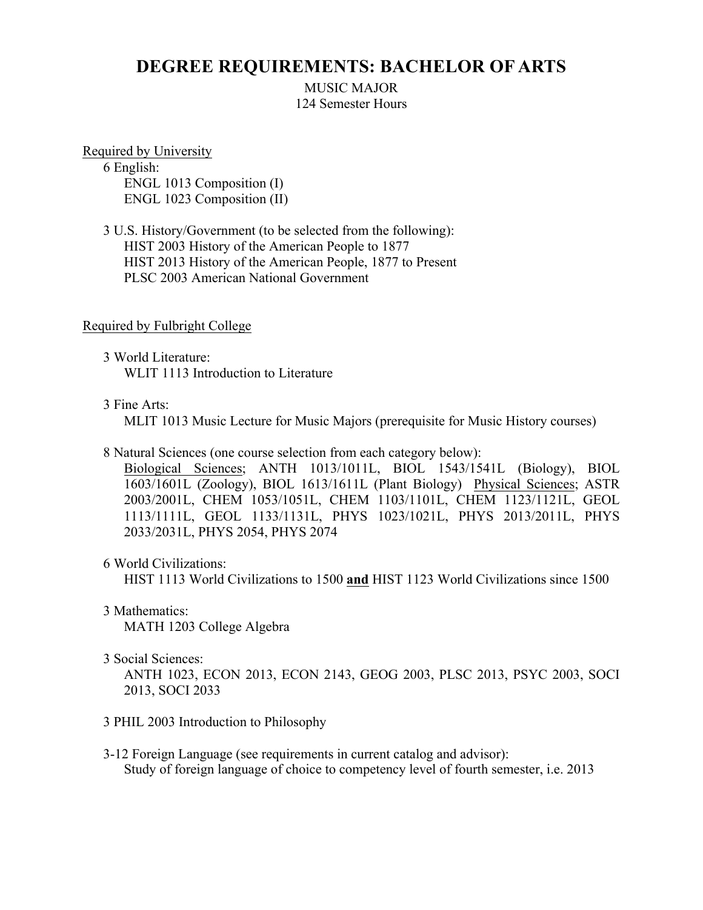# DEGREE REQUIREMENTS: BACHELOR OF ARTS

MUSIC MAJOR
124 Semester Hours

<u>Required by University</u>

6 English:
- ENGL 1013 Composition (I)
- ENGL 1023 Composition (II)

3 U.S. History/Government (to be selected from the following):
- HIST 2003 History of the American People to 1877
- HIST 2013 History of the American People, 1877 to Present
- PLSC 2003 American National Government

<u>Required by Fulbright College</u>

3 World Literature:
- WLIT 1113 Introduction to Literature

3 Fine Arts:
- MLIT 1013 Music Lecture for Music Majors (prerequisite for Music History courses)

8 Natural Sciences (one course selection from each category below):
<u>Biological Sciences</u>; ANTH 1013/1011L, BIOL 1543/1541L (Biology), BIOL 1603/1601L (Zoology), BIOL 1613/1611L (Plant Biology) <u>Physical Sciences</u>; ASTR 2003/2001L, CHEM 1053/1051L, CHEM 1103/1101L, CHEM 1123/1121L, GEOL 1113/1111L, GEOL 1133/1131L, PHYS 1023/1021L, PHYS 2013/2011L, PHYS 2033/2031L, PHYS 2054, PHYS 2074

6 World Civilizations:
- HIST 1113 World Civilizations to 1500 **<u>and</u>** HIST 1123 World Civilizations since 1500

3 Mathematics:
- MATH 1203 College Algebra

3 Social Sciences:
ANTH 1023, ECON 2013, ECON 2143, GEOG 2003, PLSC 2013, PSYC 2003, SOCI 2013, SOCI 2033

3 PHIL 2003 Introduction to Philosophy

3-12 Foreign Language (see requirements in current catalog and advisor):
Study of foreign language of choice to competency level of fourth semester, i.e. 2013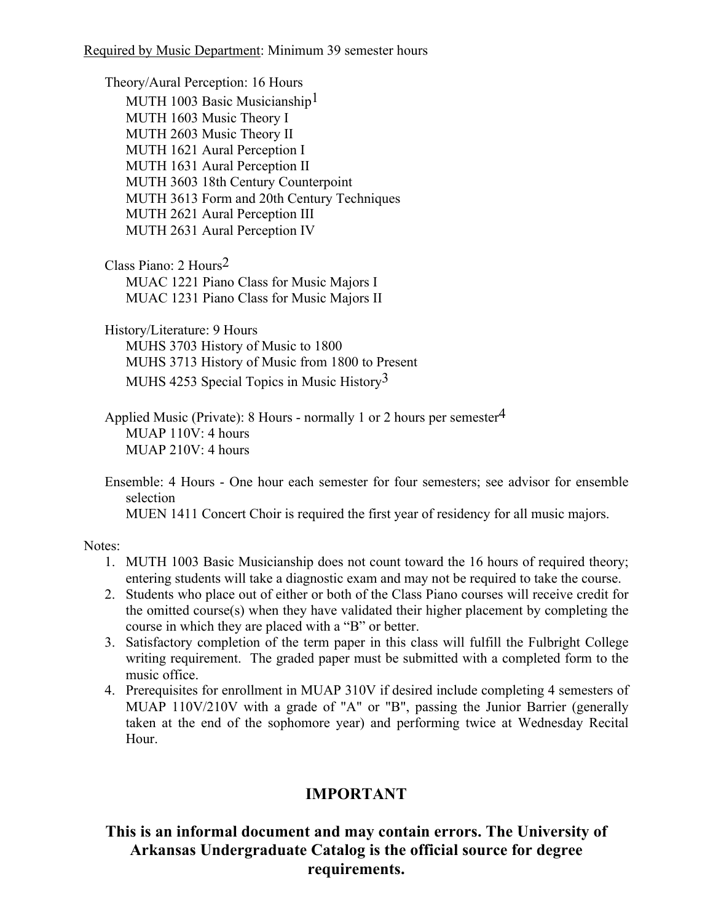<u>Required by Music Department</u>: Minimum 39 semester hours

Theory/Aural Perception: 16 Hours

- MUTH 1003 Basic Musicianship[1]
- MUTH 1603 Music Theory I
- MUTH 2603 Music Theory II
- MUTH 1621 Aural Perception I
- MUTH 1631 Aural Perception II
- MUTH 3603 18th Century Counterpoint
- MUTH 3613 Form and 20th Century Techniques
- MUTH 2621 Aural Perception III
- MUTH 2631 Aural Perception IV

Class Piano: 2 Hours[2]

- MUAC 1221 Piano Class for Music Majors I
- MUAC 1231 Piano Class for Music Majors II

History/Literature: 9 Hours

- MUHS 3703 History of Music to 1800
- MUHS 3713 History of Music from 1800 to Present
- MUHS 4253 Special Topics in Music History[3]

Applied Music (Private): 8 Hours - normally 1 or 2 hours per semester[4]

- MUAP 110V: 4 hours
- MUAP 210V: 4 hours

Ensemble: 4 Hours - One hour each semester for four semesters; see advisor for ensemble selection

- MUEN 1411 Concert Choir is required the first year of residency for all music majors.

Notes:

1. MUTH 1003 Basic Musicianship does not count toward the 16 hours of required theory; entering students will take a diagnostic exam and may not be required to take the course.
2. Students who place out of either or both of the Class Piano courses will receive credit for the omitted course(s) when they have validated their higher placement by completing the course in which they are placed with a "B" or better.
3. Satisfactory completion of the term paper in this class will fulfill the Fulbright College writing requirement. The graded paper must be submitted with a completed form to the music office.
4. Prerequisites for enrollment in MUAP 310V if desired include completing 4 semesters of MUAP 110V/210V with a grade of "A" or "B", passing the Junior Barrier (generally taken at the end of the sophomore year) and performing twice at Wednesday Recital Hour.

## IMPORTANT

## This is an informal document and may contain errors. The University of Arkansas Undergraduate Catalog is the official source for degree requirements.